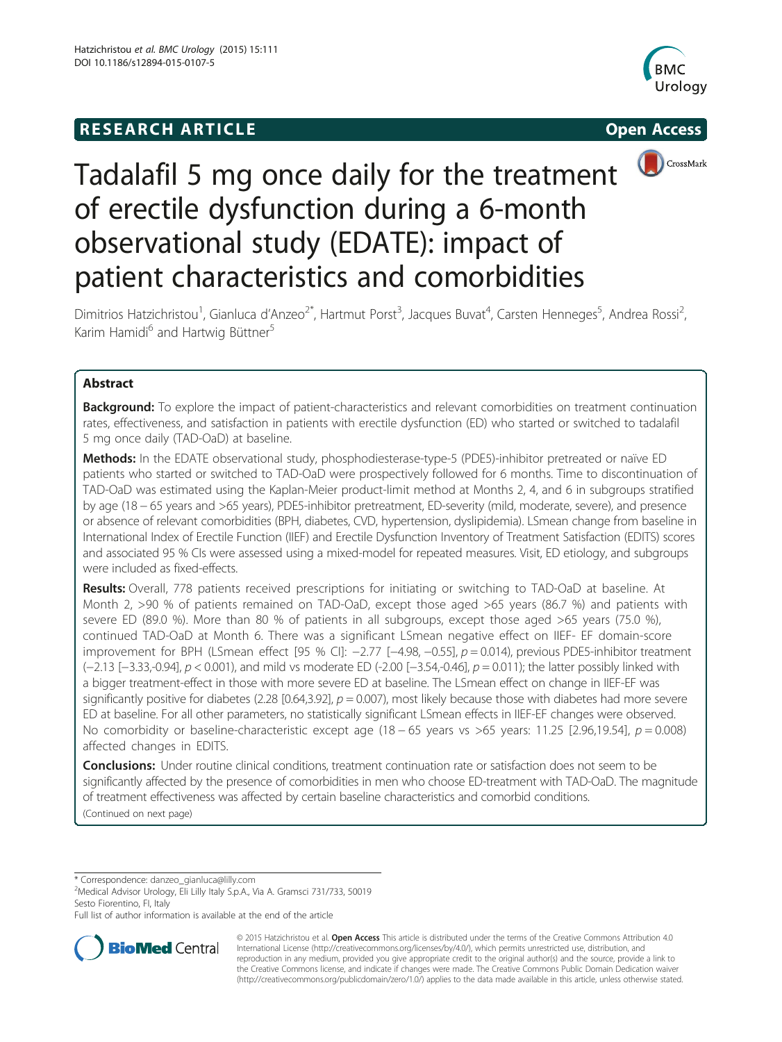RESEARCH ARTICLE

Open Access

# Tadalafil 5 mg once daily for the treatment of erectile dysfunction during a 6-month observational study (EDATE): impact of patient characteristics and comorbidities

Dimitrios Hatzichristou[1], Gianluca d'Anzeo[2*], Hartmut Porst[3], Jacques Buvat[4], Carsten Henneges[5], Andrea Rossi[2], Karim Hamidi[6] and Hartwig Büttner[5]

## Abstract

**Background:** To explore the impact of patient-characteristics and relevant comorbidities on treatment continuation rates, effectiveness, and satisfaction in patients with erectile dysfunction (ED) who started or switched to tadalafil 5 mg once daily (TAD-OaD) at baseline.

**Methods:** In the EDATE observational study, phosphodiesterase-type-5 (PDE5)-inhibitor pretreated or naïve ED patients who started or switched to TAD-OaD were prospectively followed for 6 months. Time to discontinuation of TAD-OaD was estimated using the Kaplan-Meier product-limit method at Months 2, 4, and 6 in subgroups stratified by age (18 − 65 years and >65 years), PDE5-inhibitor pretreatment, ED-severity (mild, moderate, severe), and presence or absence of relevant comorbidities (BPH, diabetes, CVD, hypertension, dyslipidemia). LSmean change from baseline in International Index of Erectile Function (IIEF) and Erectile Dysfunction Inventory of Treatment Satisfaction (EDITS) scores and associated 95 % CIs were assessed using a mixed-model for repeated measures. Visit, ED etiology, and subgroups were included as fixed-effects.

**Results:** Overall, 778 patients received prescriptions for initiating or switching to TAD-OaD at baseline. At Month 2, >90 % of patients remained on TAD-OaD, except those aged >65 years (86.7 %) and patients with severe ED (89.0 %). More than 80 % of patients in all subgroups, except those aged >65 years (75.0 %), continued TAD-OaD at Month 6. There was a significant LSmean negative effect on IIEF- EF domain-score improvement for BPH (LSmean effect [95 % CI]: −2.77 [−4.98, −0.55], $p = 0.014$), previous PDE5-inhibitor treatment (−2.13 [−3.33,-0.94], $p < 0.001$), and mild vs moderate ED (-2.00 [−3.54,-0.46], $p = 0.011$); the latter possibly linked with a bigger treatment-effect in those with more severe ED at baseline. The LSmean effect on change in IIEF-EF was significantly positive for diabetes (2.28 [0.64,3.92], $p = 0.007$), most likely because those with diabetes had more severe ED at baseline. For all other parameters, no statistically significant LSmean effects in IIEF-EF changes were observed. No comorbidity or baseline-characteristic except age (18 − 65 years vs >65 years: 11.25 [2.96,19.54], $p = 0.008$) affected changes in EDITS.

**Conclusions:** Under routine clinical conditions, treatment continuation rate or satisfaction does not seem to be significantly affected by the presence of comorbidities in men who choose ED-treatment with TAD-OaD. The magnitude of treatment effectiveness was affected by certain baseline characteristics and comorbid conditions.

(Continued on next page)

\* Correspondence: danzeo_gianluca@lilly.com

[2]Medical Advisor Urology, Eli Lilly Italy S.p.A., Via A. Gramsci 731/733, 50019 Sesto Fiorentino, FI, Italy

Full list of author information is available at the end of the article

© 2015 Hatzichristou et al. **Open Access** This article is distributed under the terms of the Creative Commons Attribution 4.0 International License (http://creativecommons.org/licenses/by/4.0/), which permits unrestricted use, distribution, and reproduction in any medium, provided you give appropriate credit to the original author(s) and the source, provide a link to the Creative Commons license, and indicate if changes were made. The Creative Commons Public Domain Dedication waiver (http://creativecommons.org/publicdomain/zero/1.0/) applies to the data made available in this article, unless otherwise stated.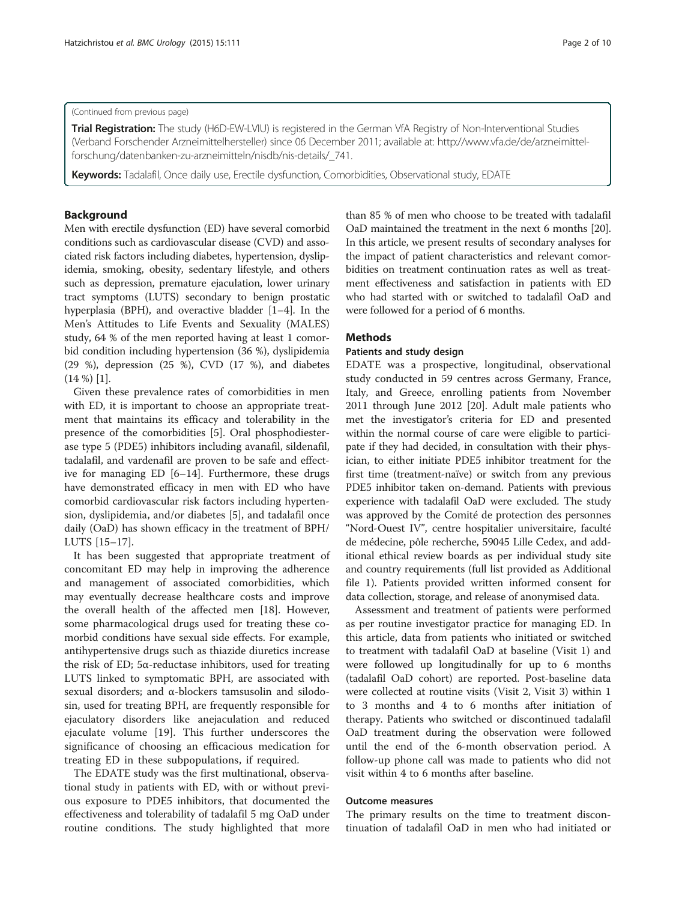(Continued from previous page)

**Trial Registration:** The study (H6D-EW-LVIU) is registered in the German VfA Registry of Non-Interventional Studies (Verband Forschender Arzneimittelhersteller) since 06 December 2011; available at: http://www.vfa.de/de/arzneimittel-forschung/datenbanken-zu-arzneimitteln/nisdb/nis-details/_741.

**Keywords:** Tadalafil, Once daily use, Erectile dysfunction, Comorbidities, Observational study, EDATE

## Background

Men with erectile dysfunction (ED) have several comorbid conditions such as cardiovascular disease (CVD) and associated risk factors including diabetes, hypertension, dyslipidemia, smoking, obesity, sedentary lifestyle, and others such as depression, premature ejaculation, lower urinary tract symptoms (LUTS) secondary to benign prostatic hyperplasia (BPH), and overactive bladder [1–4]. In the Men's Attitudes to Life Events and Sexuality (MALES) study, 64 % of the men reported having at least 1 comorbid condition including hypertension (36 %), dyslipidemia (29 %), depression (25 %), CVD (17 %), and diabetes (14 %) [1].

Given these prevalence rates of comorbidities in men with ED, it is important to choose an appropriate treatment that maintains its efficacy and tolerability in the presence of the comorbidities [5]. Oral phosphodiesterase type 5 (PDE5) inhibitors including avanafil, sildenafil, tadalafil, and vardenafil are proven to be safe and effective for managing ED [6–14]. Furthermore, these drugs have demonstrated efficacy in men with ED who have comorbid cardiovascular risk factors including hypertension, dyslipidemia, and/or diabetes [5], and tadalafil once daily (OaD) has shown efficacy in the treatment of BPH/LUTS [15–17].

It has been suggested that appropriate treatment of concomitant ED may help in improving the adherence and management of associated comorbidities, which may eventually decrease healthcare costs and improve the overall health of the affected men [18]. However, some pharmacological drugs used for treating these comorbid conditions have sexual side effects. For example, antihypertensive drugs such as thiazide diuretics increase the risk of ED; 5α-reductase inhibitors, used for treating LUTS linked to symptomatic BPH, are associated with sexual disorders; and α-blockers tamsusolin and silodosin, used for treating BPH, are frequently responsible for ejaculatory disorders like anejaculation and reduced ejaculate volume [19]. This further underscores the significance of choosing an efficacious medication for treating ED in these subpopulations, if required.

The EDATE study was the first multinational, observational study in patients with ED, with or without previous exposure to PDE5 inhibitors, that documented the effectiveness and tolerability of tadalafil 5 mg OaD under routine conditions. The study highlighted that more than 85 % of men who choose to be treated with tadalafil OaD maintained the treatment in the next 6 months [20]. In this article, we present results of secondary analyses for the impact of patient characteristics and relevant comorbidities on treatment continuation rates as well as treatment effectiveness and satisfaction in patients with ED who had started with or switched to tadalafil OaD and were followed for a period of 6 months.

## Methods

### Patients and study design

EDATE was a prospective, longitudinal, observational study conducted in 59 centres across Germany, France, Italy, and Greece, enrolling patients from November 2011 through June 2012 [20]. Adult male patients who met the investigator's criteria for ED and presented within the normal course of care were eligible to participate if they had decided, in consultation with their physician, to either initiate PDE5 inhibitor treatment for the first time (treatment-naïve) or switch from any previous PDE5 inhibitor taken on-demand. Patients with previous experience with tadalafil OaD were excluded. The study was approved by the Comité de protection des personnes "Nord-Ouest IV", centre hospitalier universitaire, faculté de médecine, pôle recherche, 59045 Lille Cedex, and additional ethical review boards as per individual study site and country requirements (full list provided as Additional file 1). Patients provided written informed consent for data collection, storage, and release of anonymised data.

Assessment and treatment of patients were performed as per routine investigator practice for managing ED. In this article, data from patients who initiated or switched to treatment with tadalafil OaD at baseline (Visit 1) and were followed up longitudinally for up to 6 months (tadalafil OaD cohort) are reported. Post-baseline data were collected at routine visits (Visit 2, Visit 3) within 1 to 3 months and 4 to 6 months after initiation of therapy. Patients who switched or discontinued tadalafil OaD treatment during the observation were followed until the end of the 6-month observation period. A follow-up phone call was made to patients who did not visit within 4 to 6 months after baseline.

### Outcome measures

The primary results on the time to treatment discontinuation of tadalafil OaD in men who had initiated or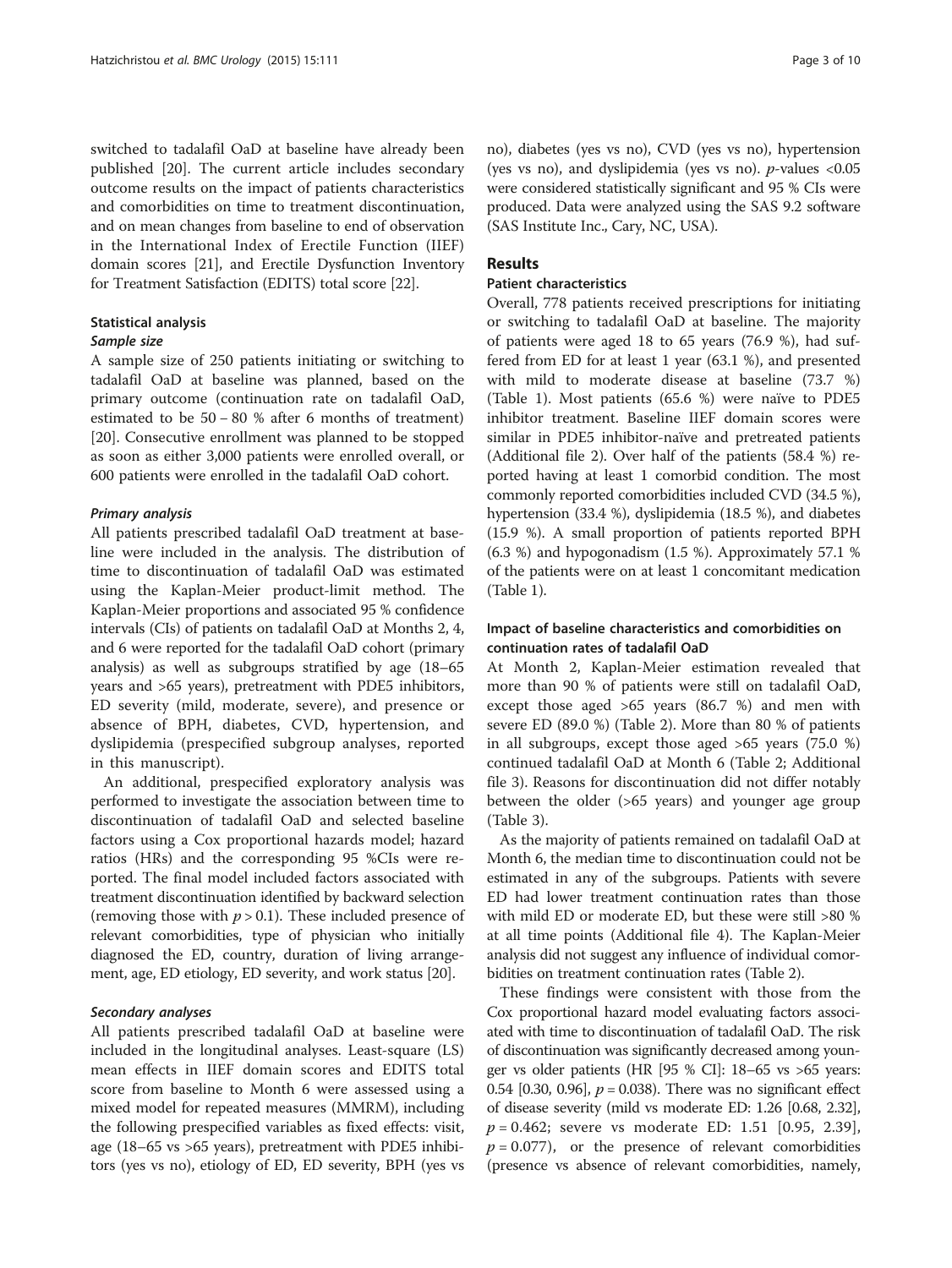switched to tadalafil OaD at baseline have already been published [20]. The current article includes secondary outcome results on the impact of patients characteristics and comorbidities on time to treatment discontinuation, and on mean changes from baseline to end of observation in the International Index of Erectile Function (IIEF) domain scores [21], and Erectile Dysfunction Inventory for Treatment Satisfaction (EDITS) total score [22].

### Statistical analysis

#### Sample size

A sample size of 250 patients initiating or switching to tadalafil OaD at baseline was planned, based on the primary outcome (continuation rate on tadalafil OaD, estimated to be 50 – 80 % after 6 months of treatment) [20]. Consecutive enrollment was planned to be stopped as soon as either 3,000 patients were enrolled overall, or 600 patients were enrolled in the tadalafil OaD cohort.

#### Primary analysis

All patients prescribed tadalafil OaD treatment at baseline were included in the analysis. The distribution of time to discontinuation of tadalafil OaD was estimated using the Kaplan-Meier product-limit method. The Kaplan-Meier proportions and associated 95 % confidence intervals (CIs) of patients on tadalafil OaD at Months 2, 4, and 6 were reported for the tadalafil OaD cohort (primary analysis) as well as subgroups stratified by age (18–65 years and >65 years), pretreatment with PDE5 inhibitors, ED severity (mild, moderate, severe), and presence or absence of BPH, diabetes, CVD, hypertension, and dyslipidemia (prespecified subgroup analyses, reported in this manuscript).

An additional, prespecified exploratory analysis was performed to investigate the association between time to discontinuation of tadalafil OaD and selected baseline factors using a Cox proportional hazards model; hazard ratios (HRs) and the corresponding 95 %CIs were reported. The final model included factors associated with treatment discontinuation identified by backward selection (removing those with $p > 0.1$). These included presence of relevant comorbidities, type of physician who initially diagnosed the ED, country, duration of living arrangement, age, ED etiology, ED severity, and work status [20].

#### Secondary analyses

All patients prescribed tadalafil OaD at baseline were included in the longitudinal analyses. Least-square (LS) mean effects in IIEF domain scores and EDITS total score from baseline to Month 6 were assessed using a mixed model for repeated measures (MMRM), including the following prespecified variables as fixed effects: visit, age (18–65 vs >65 years), pretreatment with PDE5 inhibitors (yes vs no), etiology of ED, ED severity, BPH (yes vs no), diabetes (yes vs no), CVD (yes vs no), hypertension (yes vs no), and dyslipidemia (yes vs no). *p*-values <0.05 were considered statistically significant and 95 % CIs were produced. Data were analyzed using the SAS 9.2 software (SAS Institute Inc., Cary, NC, USA).

## Results

### Patient characteristics

Overall, 778 patients received prescriptions for initiating or switching to tadalafil OaD at baseline. The majority of patients were aged 18 to 65 years (76.9 %), had suffered from ED for at least 1 year (63.1 %), and presented with mild to moderate disease at baseline (73.7 %) (Table 1). Most patients (65.6 %) were naïve to PDE5 inhibitor treatment. Baseline IIEF domain scores were similar in PDE5 inhibitor-naïve and pretreated patients (Additional file 2). Over half of the patients (58.4 %) reported having at least 1 comorbid condition. The most commonly reported comorbidities included CVD (34.5 %), hypertension (33.4 %), dyslipidemia (18.5 %), and diabetes (15.9 %). A small proportion of patients reported BPH (6.3 %) and hypogonadism (1.5 %). Approximately 57.1 % of the patients were on at least 1 concomitant medication (Table 1).

### Impact of baseline characteristics and comorbidities on continuation rates of tadalafil OaD

At Month 2, Kaplan-Meier estimation revealed that more than 90 % of patients were still on tadalafil OaD, except those aged >65 years (86.7 %) and men with severe ED (89.0 %) (Table 2). More than 80 % of patients in all subgroups, except those aged >65 years (75.0 %) continued tadalafil OaD at Month 6 (Table 2; Additional file 3). Reasons for discontinuation did not differ notably between the older (>65 years) and younger age group (Table 3).

As the majority of patients remained on tadalafil OaD at Month 6, the median time to discontinuation could not be estimated in any of the subgroups. Patients with severe ED had lower treatment continuation rates than those with mild ED or moderate ED, but these were still >80 % at all time points (Additional file 4). The Kaplan-Meier analysis did not suggest any influence of individual comorbidities on treatment continuation rates (Table 2).

These findings were consistent with those from the Cox proportional hazard model evaluating factors associated with time to discontinuation of tadalafil OaD. The risk of discontinuation was significantly decreased among younger vs older patients (HR [95 % CI]: 18–65 vs >65 years: 0.54 [0.30, 0.96], $p = 0.038$). There was no significant effect of disease severity (mild vs moderate ED: 1.26 [0.68, 2.32], $p = 0.462$; severe vs moderate ED: 1.51 [0.95, 2.39], $p = 0.077$), or the presence of relevant comorbidities (presence vs absence of relevant comorbidities, namely,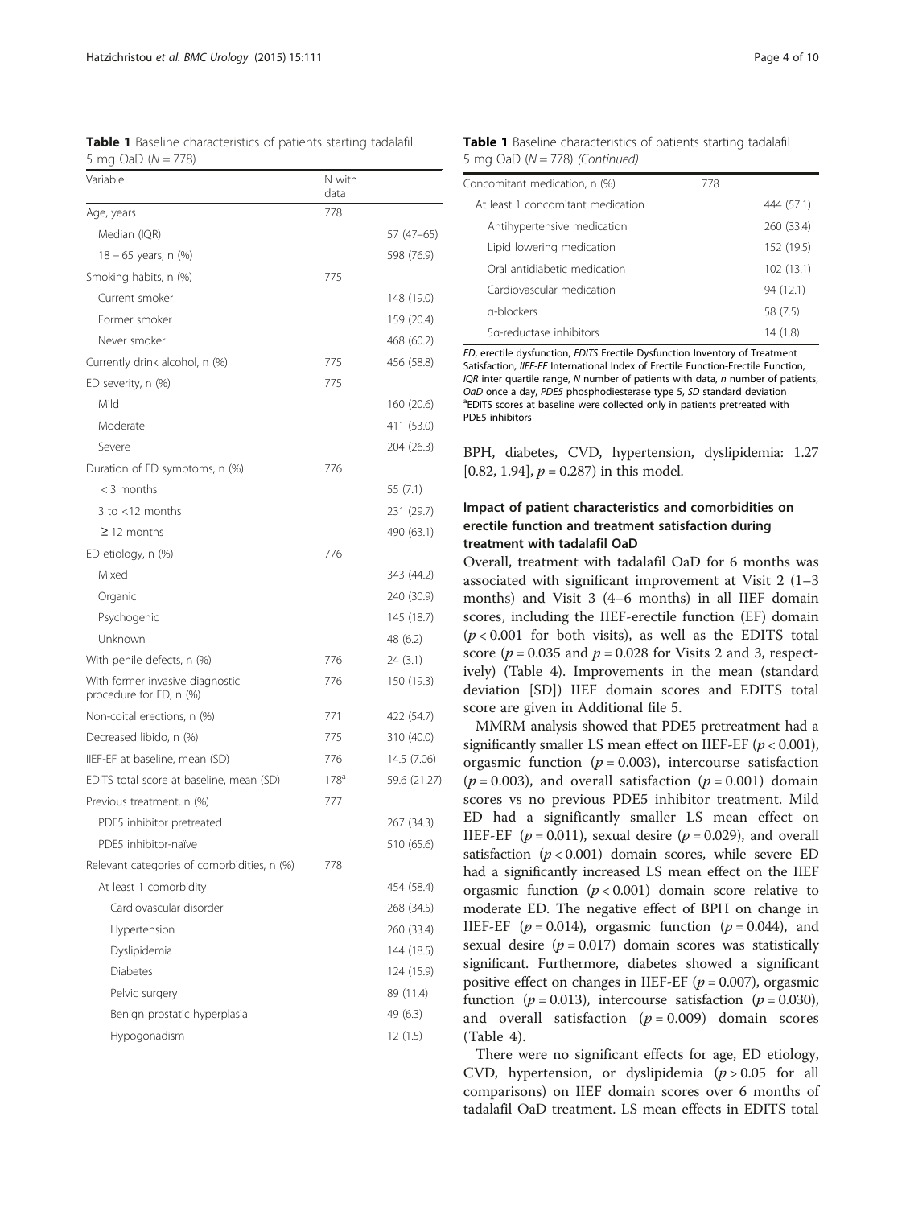**Table 1** Baseline characteristics of patients starting tadalafil 5 mg OaD (N = 778)

| Variable | N with data | |
|---|---|---|
| Age, years | 778 | |
| Median (IQR) | | 57 (47–65) |
| 18 – 65 years, n (%) | | 598 (76.9) |
| Smoking habits, n (%) | 775 | |
| Current smoker | | 148 (19.0) |
| Former smoker | | 159 (20.4) |
| Never smoker | | 468 (60.2) |
| Currently drink alcohol, n (%) | 775 | 456 (58.8) |
| ED severity, n (%) | 775 | |
| Mild | | 160 (20.6) |
| Moderate | | 411 (53.0) |
| Severe | | 204 (26.3) |
| Duration of ED symptoms, n (%) | 776 | |
| < 3 months | | 55 (7.1) |
| 3 to <12 months | | 231 (29.7) |
| ≥ 12 months | | 490 (63.1) |
| ED etiology, n (%) | 776 | |
| Mixed | | 343 (44.2) |
| Organic | | 240 (30.9) |
| Psychogenic | | 145 (18.7) |
| Unknown | | 48 (6.2) |
| With penile defects, n (%) | 776 | 24 (3.1) |
| With former invasive diagnostic procedure for ED, n (%) | 776 | 150 (19.3) |
| Non-coital erections, n (%) | 771 | 422 (54.7) |
| Decreased libido, n (%) | 775 | 310 (40.0) |
| IIEF-EF at baseline, mean (SD) | 776 | 14.5 (7.06) |
| EDITS total score at baseline, mean (SD) | 178[a] | 59.6 (21.27) |
| Previous treatment, n (%) | 777 | |
| PDE5 inhibitor pretreated | | 267 (34.3) |
| PDE5 inhibitor-naïve | | 510 (65.6) |
| Relevant categories of comorbidities, n (%) | 778 | |
| At least 1 comorbidity | | 454 (58.4) |
| Cardiovascular disorder | | 268 (34.5) |
| Hypertension | | 260 (33.4) |
| Dyslipidemia | | 144 (18.5) |
| Diabetes | | 124 (15.9) |
| Pelvic surgery | | 89 (11.4) |
| Benign prostatic hyperplasia | | 49 (6.3) |
| Hypogonadism | | 12 (1.5) |
| Concomitant medication, n (%) | 778 | |
| At least 1 concomitant medication | | 444 (57.1) |
| Antihypertensive medication | | 260 (33.4) |
| Lipid lowering medication | | 152 (19.5) |
| Oral antidiabetic medication | | 102 (13.1) |
| Cardiovascular medication | | 94 (12.1) |
| α-blockers | | 58 (7.5) |
| 5α-reductase inhibitors | | 14 (1.8) |

*ED*, erectile dysfunction, *EDITS* Erectile Dysfunction Inventory of Treatment Satisfaction, *IIEF-EF* International Index of Erectile Function-Erectile Function, *IQR* inter quartile range, *N* number of patients with data, *n* number of patients, *OaD* once a day, *PDE5* phosphodiesterase type 5, *SD* standard deviation
[a]EDITS scores at baseline were collected only in patients pretreated with PDE5 inhibitors

BPH, diabetes, CVD, hypertension, dyslipidemia: 1.27 [0.82, 1.94], $p = 0.287$) in this model.

### Impact of patient characteristics and comorbidities on erectile function and treatment satisfaction during treatment with tadalafil OaD

Overall, treatment with tadalafil OaD for 6 months was associated with significant improvement at Visit 2 (1–3 months) and Visit 3 (4–6 months) in all IIEF domain scores, including the IIEF-erectile function (EF) domain ($p < 0.001$ for both visits), as well as the EDITS total score ($p = 0.035$ and $p = 0.028$ for Visits 2 and 3, respectively) (Table 4). Improvements in the mean (standard deviation [SD]) IIEF domain scores and EDITS total score are given in Additional file 5.

MMRM analysis showed that PDE5 pretreatment had a significantly smaller LS mean effect on IIEF-EF ($p < 0.001$), orgasmic function ($p = 0.003$), intercourse satisfaction ($p = 0.003$), and overall satisfaction ($p = 0.001$) domain scores vs no previous PDE5 inhibitor treatment. Mild ED had a significantly smaller LS mean effect on IIEF-EF ($p = 0.011$), sexual desire ($p = 0.029$), and overall satisfaction ($p < 0.001$) domain scores, while severe ED had a significantly increased LS mean effect on the IIEF orgasmic function ($p < 0.001$) domain score relative to moderate ED. The negative effect of BPH on change in IIEF-EF ($p = 0.014$), orgasmic function ($p = 0.044$), and sexual desire ($p = 0.017$) domain scores was statistically significant. Furthermore, diabetes showed a significant positive effect on changes in IIEF-EF ($p = 0.007$), orgasmic function ($p = 0.013$), intercourse satisfaction ($p = 0.030$), and overall satisfaction ($p = 0.009$) domain scores (Table 4).

There were no significant effects for age, ED etiology, CVD, hypertension, or dyslipidemia ($p > 0.05$ for all comparisons) on IIEF domain scores over 6 months of tadalafil OaD treatment. LS mean effects in EDITS total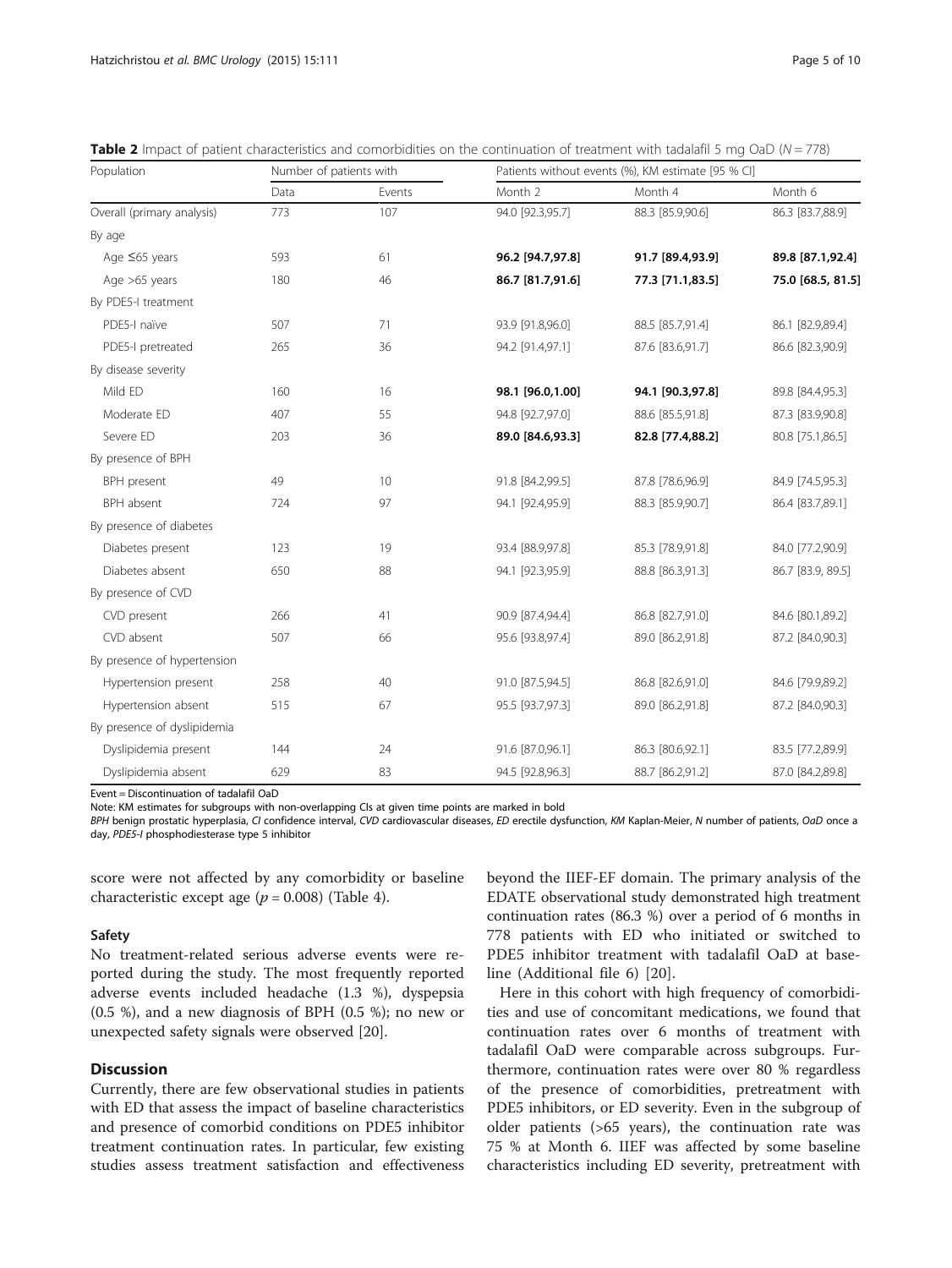**Table 2** Impact of patient characteristics and comorbidities on the continuation of treatment with tadalafil 5 mg OaD (N = 778)

| Population | Number of patients with | | Patients without events (%), KM estimate [95 % CI] | | |
|---|---|---|---|---|---|
| | Data | Events | Month 2 | Month 4 | Month 6 |
| Overall (primary analysis) | 773 | 107 | 94.0 [92.3,95.7] | 88.3 [85.9,90.6] | 86.3 [83.7,88.9] |
| By age | | | | | |
| Age ≤65 years | 593 | 61 | **96.2 [94.7,97.8]** | **91.7 [89.4,93.9]** | **89.8 [87.1,92.4]** |
| Age >65 years | 180 | 46 | **86.7 [81.7,91.6]** | **77.3 [71.1,83.5]** | **75.0 [68.5, 81.5]** |
| By PDE5-I treatment | | | | | |
| PDE5-I naïve | 507 | 71 | 93.9 [91.8,96.0] | 88.5 [85.7,91.4] | 86.1 [82.9,89.4] |
| PDE5-I pretreated | 265 | 36 | 94.2 [91.4,97.1] | 87.6 [83.6,91.7] | 86.6 [82.3,90.9] |
| By disease severity | | | | | |
| Mild ED | 160 | 16 | **98.1 [96.0,1.00]** | **94.1 [90.3,97.8]** | 89.8 [84.4,95.3] |
| Moderate ED | 407 | 55 | 94.8 [92.7,97.0] | 88.6 [85.5,91.8] | 87.3 [83.9,90.8] |
| Severe ED | 203 | 36 | **89.0 [84.6,93.3]** | **82.8 [77.4,88.2]** | 80.8 [75.1,86.5] |
| By presence of BPH | | | | | |
| BPH present | 49 | 10 | 91.8 [84.2,99.5] | 87.8 [78.6,96.9] | 84.9 [74.5,95.3] |
| BPH absent | 724 | 97 | 94.1 [92.4,95.9] | 88.3 [85.9,90.7] | 86.4 [83.7,89.1] |
| By presence of diabetes | | | | | |
| Diabetes present | 123 | 19 | 93.4 [88.9,97.8] | 85.3 [78.9,91.8] | 84.0 [77.2,90.9] |
| Diabetes absent | 650 | 88 | 94.1 [92.3,95.9] | 88.8 [86.3,91.3] | 86.7 [83.9, 89.5] |
| By presence of CVD | | | | | |
| CVD present | 266 | 41 | 90.9 [87.4,94.4] | 86.8 [82.7,91.0] | 84.6 [80.1,89.2] |
| CVD absent | 507 | 66 | 95.6 [93.8,97.4] | 89.0 [86.2,91.8] | 87.2 [84.0,90.3] |
| By presence of hypertension | | | | | |
| Hypertension present | 258 | 40 | 91.0 [87.5,94.5] | 86.8 [82.6,91.0] | 84.6 [79.9,89.2] |
| Hypertension absent | 515 | 67 | 95.5 [93.7,97.3] | 89.0 [86.2,91.8] | 87.2 [84.0,90.3] |
| By presence of dyslipidemia | | | | | |
| Dyslipidemia present | 144 | 24 | 91.6 [87.0,96.1] | 86.3 [80.6,92.1] | 83.5 [77.2,89.9] |
| Dyslipidemia absent | 629 | 83 | 94.5 [92.8,96.3] | 88.7 [86.2,91.2] | 87.0 [84.2,89.8] |

Event = Discontinuation of tadalafil OaD

Note: KM estimates for subgroups with non-overlapping CIs at given time points are marked in bold

*BPH* benign prostatic hyperplasia, *CI* confidence interval, *CVD* cardiovascular diseases, *ED* erectile dysfunction, *KM* Kaplan-Meier, *N* number of patients, *OaD* once a day, *PDE5-I* phosphodiesterase type 5 inhibitor

score were not affected by any comorbidity or baseline characteristic except age ($p = 0.008$) (Table 4).

### Safety

No treatment-related serious adverse events were reported during the study. The most frequently reported adverse events included headache (1.3 %), dyspepsia (0.5 %), and a new diagnosis of BPH (0.5 %); no new or unexpected safety signals were observed [20].

## Discussion

Currently, there are few observational studies in patients with ED that assess the impact of baseline characteristics and presence of comorbid conditions on PDE5 inhibitor treatment continuation rates. In particular, few existing studies assess treatment satisfaction and effectiveness beyond the IIEF-EF domain. The primary analysis of the EDATE observational study demonstrated high treatment continuation rates (86.3 %) over a period of 6 months in 778 patients with ED who initiated or switched to PDE5 inhibitor treatment with tadalafil OaD at baseline (Additional file 6) [20].

Here in this cohort with high frequency of comorbidities and use of concomitant medications, we found that continuation rates over 6 months of treatment with tadalafil OaD were comparable across subgroups. Furthermore, continuation rates were over 80 % regardless of the presence of comorbidities, pretreatment with PDE5 inhibitors, or ED severity. Even in the subgroup of older patients (>65 years), the continuation rate was 75 % at Month 6. IIEF was affected by some baseline characteristics including ED severity, pretreatment with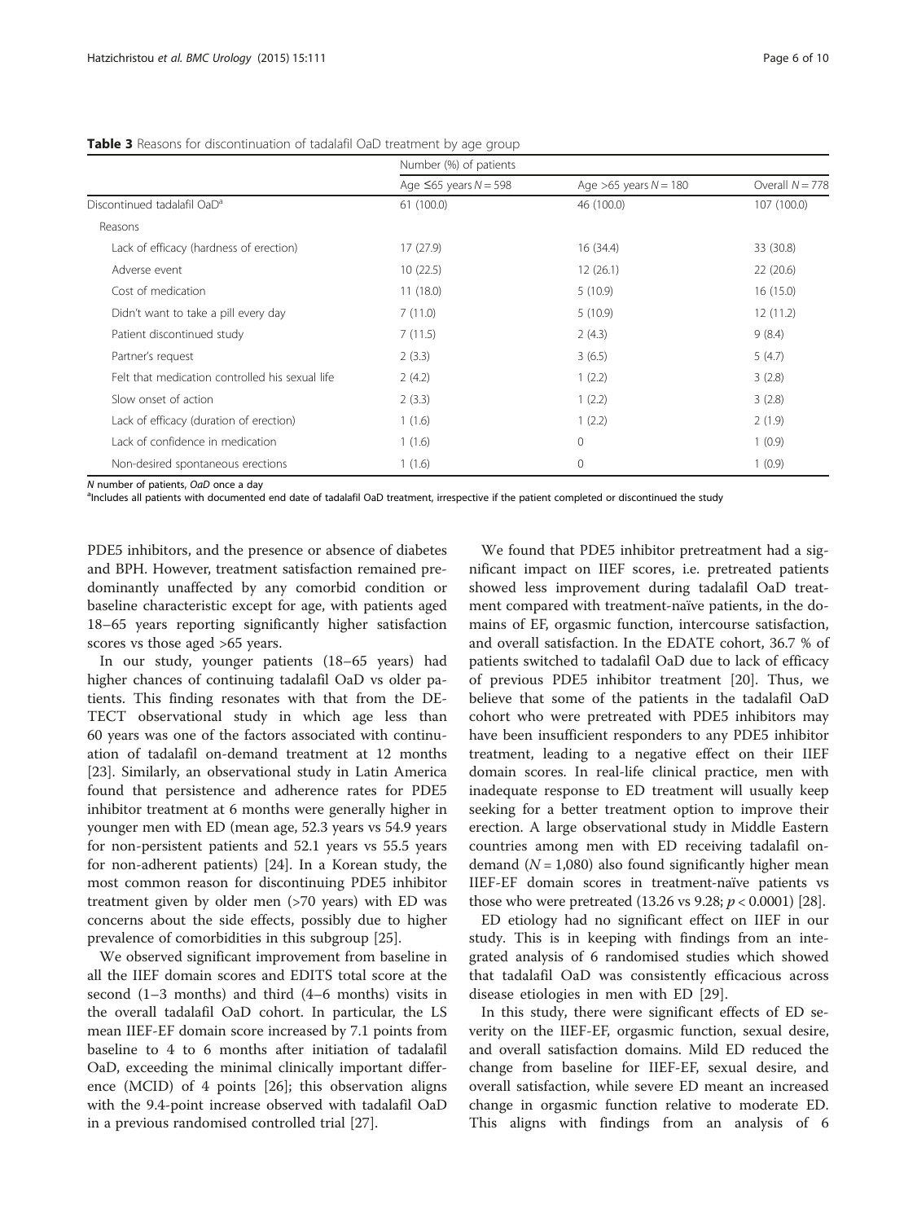**Table 3** Reasons for discontinuation of tadalafil OaD treatment by age group

| | Number (%) of patients | | |
|---|---|---|---|
| | Age ≤65 years $N = 598$ | Age >65 years $N = 180$ | Overall $N = 778$ |
| Discontinued tadalafil OaD[a] | 61 (100.0) | 46 (100.0) | 107 (100.0) |
| Reasons | | | |
| Lack of efficacy (hardness of erection) | 17 (27.9) | 16 (34.4) | 33 (30.8) |
| Adverse event | 10 (22.5) | 12 (26.1) | 22 (20.6) |
| Cost of medication | 11 (18.0) | 5 (10.9) | 16 (15.0) |
| Didn't want to take a pill every day | 7 (11.0) | 5 (10.9) | 12 (11.2) |
| Patient discontinued study | 7 (11.5) | 2 (4.3) | 9 (8.4) |
| Partner's request | 2 (3.3) | 3 (6.5) | 5 (4.7) |
| Felt that medication controlled his sexual life | 2 (4.2) | 1 (2.2) | 3 (2.8) |
| Slow onset of action | 2 (3.3) | 1 (2.2) | 3 (2.8) |
| Lack of efficacy (duration of erection) | 1 (1.6) | 1 (2.2) | 2 (1.9) |
| Lack of confidence in medication | 1 (1.6) | 0 | 1 (0.9) |
| Non-desired spontaneous erections | 1 (1.6) | 0 | 1 (0.9) |

*N* number of patients, *OaD* once a day

[a]Includes all patients with documented end date of tadalafil OaD treatment, irrespective if the patient completed or discontinued the study

PDE5 inhibitors, and the presence or absence of diabetes and BPH. However, treatment satisfaction remained predominantly unaffected by any comorbid condition or baseline characteristic except for age, with patients aged 18–65 years reporting significantly higher satisfaction scores vs those aged >65 years.

In our study, younger patients (18–65 years) had higher chances of continuing tadalafil OaD vs older patients. This finding resonates with that from the DETECT observational study in which age less than 60 years was one of the factors associated with continuation of tadalafil on-demand treatment at 12 months [23]. Similarly, an observational study in Latin America found that persistence and adherence rates for PDE5 inhibitor treatment at 6 months were generally higher in younger men with ED (mean age, 52.3 years vs 54.9 years for non-persistent patients and 52.1 years vs 55.5 years for non-adherent patients) [24]. In a Korean study, the most common reason for discontinuing PDE5 inhibitor treatment given by older men (>70 years) with ED was concerns about the side effects, possibly due to higher prevalence of comorbidities in this subgroup [25].

We observed significant improvement from baseline in all the IIEF domain scores and EDITS total score at the second (1–3 months) and third (4–6 months) visits in the overall tadalafil OaD cohort. In particular, the LS mean IIEF-EF domain score increased by 7.1 points from baseline to 4 to 6 months after initiation of tadalafil OaD, exceeding the minimal clinically important difference (MCID) of 4 points [26]; this observation aligns with the 9.4-point increase observed with tadalafil OaD in a previous randomised controlled trial [27].

We found that PDE5 inhibitor pretreatment had a significant impact on IIEF scores, i.e. pretreated patients showed less improvement during tadalafil OaD treatment compared with treatment-naïve patients, in the domains of EF, orgasmic function, intercourse satisfaction, and overall satisfaction. In the EDATE cohort, 36.7 % of patients switched to tadalafil OaD due to lack of efficacy of previous PDE5 inhibitor treatment [20]. Thus, we believe that some of the patients in the tadalafil OaD cohort who were pretreated with PDE5 inhibitors may have been insufficient responders to any PDE5 inhibitor treatment, leading to a negative effect on their IIEF domain scores. In real-life clinical practice, men with inadequate response to ED treatment will usually keep seeking for a better treatment option to improve their erection. A large observational study in Middle Eastern countries among men with ED receiving tadalafil on-demand ($N = 1{,}080$) also found significantly higher mean IIEF-EF domain scores in treatment-naïve patients vs those who were pretreated (13.26 vs 9.28; $p < 0.0001$) [28].

ED etiology had no significant effect on IIEF in our study. This is in keeping with findings from an integrated analysis of 6 randomised studies which showed that tadalafil OaD was consistently efficacious across disease etiologies in men with ED [29].

In this study, there were significant effects of ED severity on the IIEF-EF, orgasmic function, sexual desire, and overall satisfaction domains. Mild ED reduced the change from baseline for IIEF-EF, sexual desire, and overall satisfaction, while severe ED meant an increased change in orgasmic function relative to moderate ED. This aligns with findings from an analysis of 6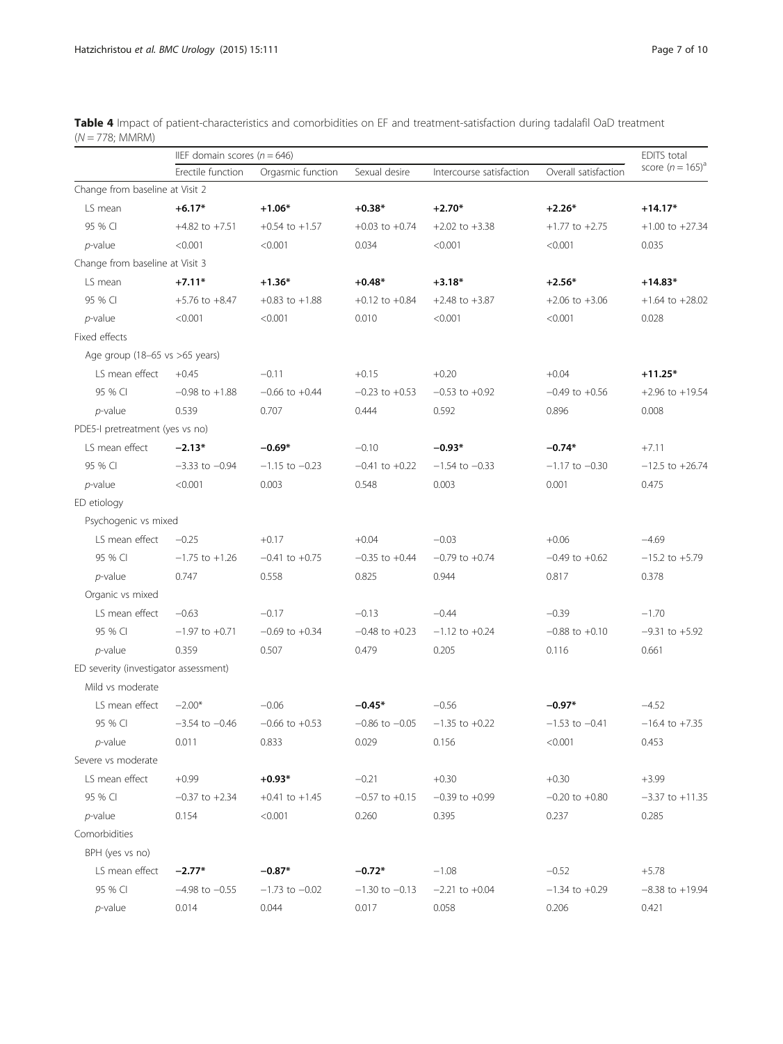**Table 4** Impact of patient-characteristics and comorbidities on EF and treatment-satisfaction during tadalafil OaD treatment ($N = 778$; MMRM)

| | IIEF domain scores ($n = 646$) | | | | | EDITS total score ($n = 165$)[a] |
|---|---|---|---|---|---|---|
| | Erectile function | Orgasmic function | Sexual desire | Intercourse satisfaction | Overall satisfaction | |
| Change from baseline at Visit 2 | | | | | | |
| LS mean | **+6.17*** | **+1.06*** | **+0.38*** | **+2.70*** | **+2.26*** | **+14.17*** |
| 95 % CI | +4.82 to +7.51 | +0.54 to +1.57 | +0.03 to +0.74 | +2.02 to +3.38 | +1.77 to +2.75 | +1.00 to +27.34 |
| *p*-value | <0.001 | <0.001 | 0.034 | <0.001 | <0.001 | 0.035 |
| Change from baseline at Visit 3 | | | | | | |
| LS mean | **+7.11*** | **+1.36*** | **+0.48*** | **+3.18*** | **+2.56*** | **+14.83*** |
| 95 % CI | +5.76 to +8.47 | +0.83 to +1.88 | +0.12 to +0.84 | +2.48 to +3.87 | +2.06 to +3.06 | +1.64 to +28.02 |
| *p*-value | <0.001 | <0.001 | 0.010 | <0.001 | <0.001 | 0.028 |
| Fixed effects | | | | | | |
| Age group (18–65 vs >65 years) | | | | | | |
| LS mean effect | +0.45 | −0.11 | +0.15 | +0.20 | +0.04 | **+11.25*** |
| 95 % CI | −0.98 to +1.88 | −0.66 to +0.44 | −0.23 to +0.53 | −0.53 to +0.92 | −0.49 to +0.56 | +2.96 to +19.54 |
| *p*-value | 0.539 | 0.707 | 0.444 | 0.592 | 0.896 | 0.008 |
| PDE5-I pretreatment (yes vs no) | | | | | | |
| LS mean effect | **−2.13*** | **−0.69*** | −0.10 | **−0.93*** | **−0.74*** | +7.11 |
| 95 % CI | −3.33 to −0.94 | −1.15 to −0.23 | −0.41 to +0.22 | −1.54 to −0.33 | −1.17 to −0.30 | −12.5 to +26.74 |
| *p*-value | <0.001 | 0.003 | 0.548 | 0.003 | 0.001 | 0.475 |
| ED etiology | | | | | | |
| Psychogenic vs mixed | | | | | | |
| LS mean effect | −0.25 | +0.17 | +0.04 | −0.03 | +0.06 | −4.69 |
| 95 % CI | −1.75 to +1.26 | −0.41 to +0.75 | −0.35 to +0.44 | −0.79 to +0.74 | −0.49 to +0.62 | −15.2 to +5.79 |
| *p*-value | 0.747 | 0.558 | 0.825 | 0.944 | 0.817 | 0.378 |
| Organic vs mixed | | | | | | |
| LS mean effect | −0.63 | −0.17 | −0.13 | −0.44 | −0.39 | −1.70 |
| 95 % CI | −1.97 to +0.71 | −0.69 to +0.34 | −0.48 to +0.23 | −1.12 to +0.24 | −0.88 to +0.10 | −9.31 to +5.92 |
| *p*-value | 0.359 | 0.507 | 0.479 | 0.205 | 0.116 | 0.661 |
| ED severity (investigator assessment) | | | | | | |
| Mild vs moderate | | | | | | |
| LS mean effect | −2.00* | −0.06 | **−0.45*** | −0.56 | **−0.97*** | −4.52 |
| 95 % CI | −3.54 to −0.46 | −0.66 to +0.53 | −0.86 to −0.05 | −1.35 to +0.22 | −1.53 to −0.41 | −16.4 to +7.35 |
| *p*-value | 0.011 | 0.833 | 0.029 | 0.156 | <0.001 | 0.453 |
| Severe vs moderate | | | | | | |
| LS mean effect | +0.99 | **+0.93*** | −0.21 | +0.30 | +0.30 | +3.99 |
| 95 % CI | −0.37 to +2.34 | +0.41 to +1.45 | −0.57 to +0.15 | −0.39 to +0.99 | −0.20 to +0.80 | −3.37 to +11.35 |
| *p*-value | 0.154 | <0.001 | 0.260 | 0.395 | 0.237 | 0.285 |
| Comorbidities | | | | | | |
| BPH (yes vs no) | | | | | | |
| LS mean effect | **−2.77*** | **−0.87*** | **−0.72*** | −1.08 | −0.52 | +5.78 |
| 95 % CI | −4.98 to −0.55 | −1.73 to −0.02 | −1.30 to −0.13 | −2.21 to +0.04 | −1.34 to +0.29 | −8.38 to +19.94 |
| *p*-value | 0.014 | 0.044 | 0.017 | 0.058 | 0.206 | 0.421 |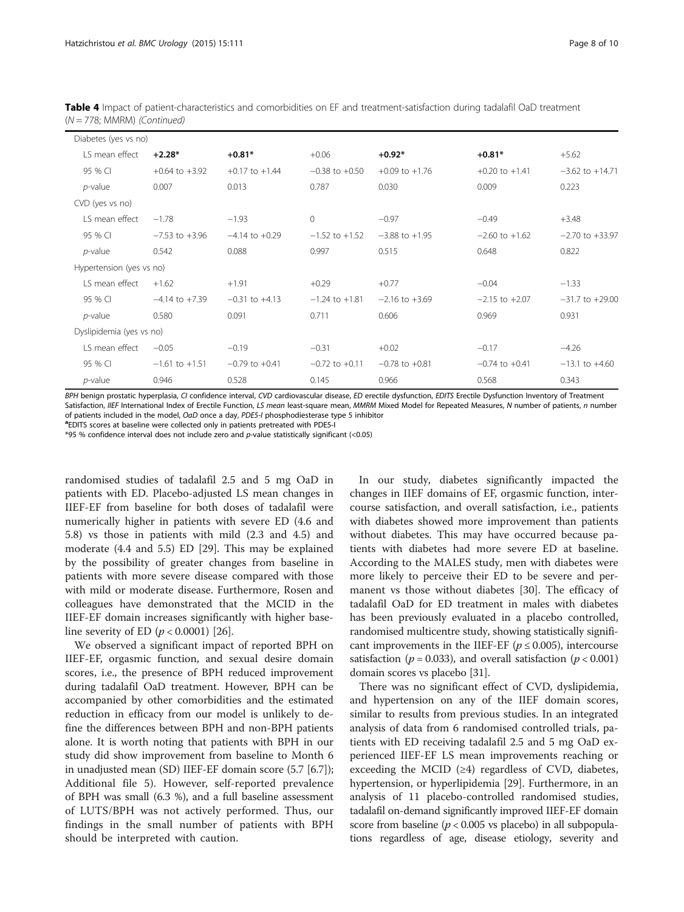**Table 4** Impact of patient-characteristics and comorbidities on EF and treatment-satisfaction during tadalafil OaD treatment ($N = 778$; MMRM) *(Continued)*

| | | | | | | |
|---|---|---|---|---|---|---|
| Diabetes (yes vs no) | | | | | | |
| LS mean effect | **+2.28*** | **+0.81*** | +0.06 | **+0.92*** | **+0.81*** | +5.62 |
| 95 % CI | +0.64 to +3.92 | +0.17 to +1.44 | −0.38 to +0.50 | +0.09 to +1.76 | +0.20 to +1.41 | −3.62 to +14.71 |
| *p*-value | 0.007 | 0.013 | 0.787 | 0.030 | 0.009 | 0.223 |
| CVD (yes vs no) | | | | | | |
| LS mean effect | −1.78 | −1.93 | 0 | −0.97 | −0.49 | +3.48 |
| 95 % CI | −7.53 to +3.96 | −4.14 to +0.29 | −1.52 to +1.52 | −3.88 to +1.95 | −2.60 to +1.62 | −2.70 to +33.97 |
| *p*-value | 0.542 | 0.088 | 0.997 | 0.515 | 0.648 | 0.822 |
| Hypertension (yes vs no) | | | | | | |
| LS mean effect | +1.62 | +1.91 | +0.29 | +0.77 | −0.04 | −1.33 |
| 95 % CI | −4.14 to +7.39 | −0.31 to +4.13 | −1.24 to +1.81 | −2.16 to +3.69 | −2.15 to +2.07 | −31.7 to +29.00 |
| *p*-value | 0.580 | 0.091 | 0.711 | 0.606 | 0.969 | 0.931 |
| Dyslipidemia (yes vs no) | | | | | | |
| LS mean effect | −0.05 | −0.19 | −0.31 | +0.02 | −0.17 | −4.26 |
| 95 % CI | −1.61 to +1.51 | −0.79 to +0.41 | −0.72 to +0.11 | −0.78 to +0.81 | −0.74 to +0.41 | −13.1 to +4.60 |
| *p*-value | 0.946 | 0.528 | 0.145 | 0.966 | 0.568 | 0.343 |

*BPH* benign prostatic hyperplasia, *CI* confidence interval, *CVD* cardiovascular disease, *ED* erectile dysfunction, *EDITS* Erectile Dysfunction Inventory of Treatment Satisfaction, *IIEF* International Index of Erectile Function, *LS mean* least-square mean, *MMRM* Mixed Model for Repeated Measures, *N* number of patients, *n* number of patients included in the model, *OaD* once a day, *PDE5-I* phosphodiesterase type 5 inhibitor

[a]EDITS scores at baseline were collected only in patients pretreated with PDE5-I

*95 % confidence interval does not include zero and *p*-value statistically significant (<0.05)

randomised studies of tadalafil 2.5 and 5 mg OaD in patients with ED. Placebo-adjusted LS mean changes in IIEF-EF from baseline for both doses of tadalafil were numerically higher in patients with severe ED (4.6 and 5.8) vs those in patients with mild (2.3 and 4.5) and moderate (4.4 and 5.5) ED [29]. This may be explained by the possibility of greater changes from baseline in patients with more severe disease compared with those with mild or moderate disease. Furthermore, Rosen and colleagues have demonstrated that the MCID in the IIEF-EF domain increases significantly with higher baseline severity of ED ($p < 0.0001$) [26].

We observed a significant impact of reported BPH on IIEF-EF, orgasmic function, and sexual desire domain scores, i.e., the presence of BPH reduced improvement during tadalafil OaD treatment. However, BPH can be accompanied by other comorbidities and the estimated reduction in efficacy from our model is unlikely to define the differences between BPH and non-BPH patients alone. It is worth noting that patients with BPH in our study did show improvement from baseline to Month 6 in unadjusted mean (SD) IIEF-EF domain score (5.7 [6.7]); Additional file 5). However, self-reported prevalence of BPH was small (6.3 %), and a full baseline assessment of LUTS/BPH was not actively performed. Thus, our findings in the small number of patients with BPH should be interpreted with caution.

In our study, diabetes significantly impacted the changes in IIEF domains of EF, orgasmic function, intercourse satisfaction, and overall satisfaction, i.e., patients with diabetes showed more improvement than patients without diabetes. This may have occurred because patients with diabetes had more severe ED at baseline. According to the MALES study, men with diabetes were more likely to perceive their ED to be severe and permanent vs those without diabetes [30]. The efficacy of tadalafil OaD for ED treatment in males with diabetes has been previously evaluated in a placebo controlled, randomised multicentre study, showing statistically significant improvements in the IIEF-EF ($p \leq 0.005$), intercourse satisfaction ($p = 0.033$), and overall satisfaction ($p < 0.001$) domain scores vs placebo [31].

There was no significant effect of CVD, dyslipidemia, and hypertension on any of the IIEF domain scores, similar to results from previous studies. In an integrated analysis of data from 6 randomised controlled trials, patients with ED receiving tadalafil 2.5 and 5 mg OaD experienced IIEF-EF LS mean improvements reaching or exceeding the MCID (≥4) regardless of CVD, diabetes, hypertension, or hyperlipidemia [29]. Furthermore, in an analysis of 11 placebo-controlled randomised studies, tadalafil on-demand significantly improved IIEF-EF domain score from baseline ($p < 0.005$ vs placebo) in all subpopulations regardless of age, disease etiology, severity and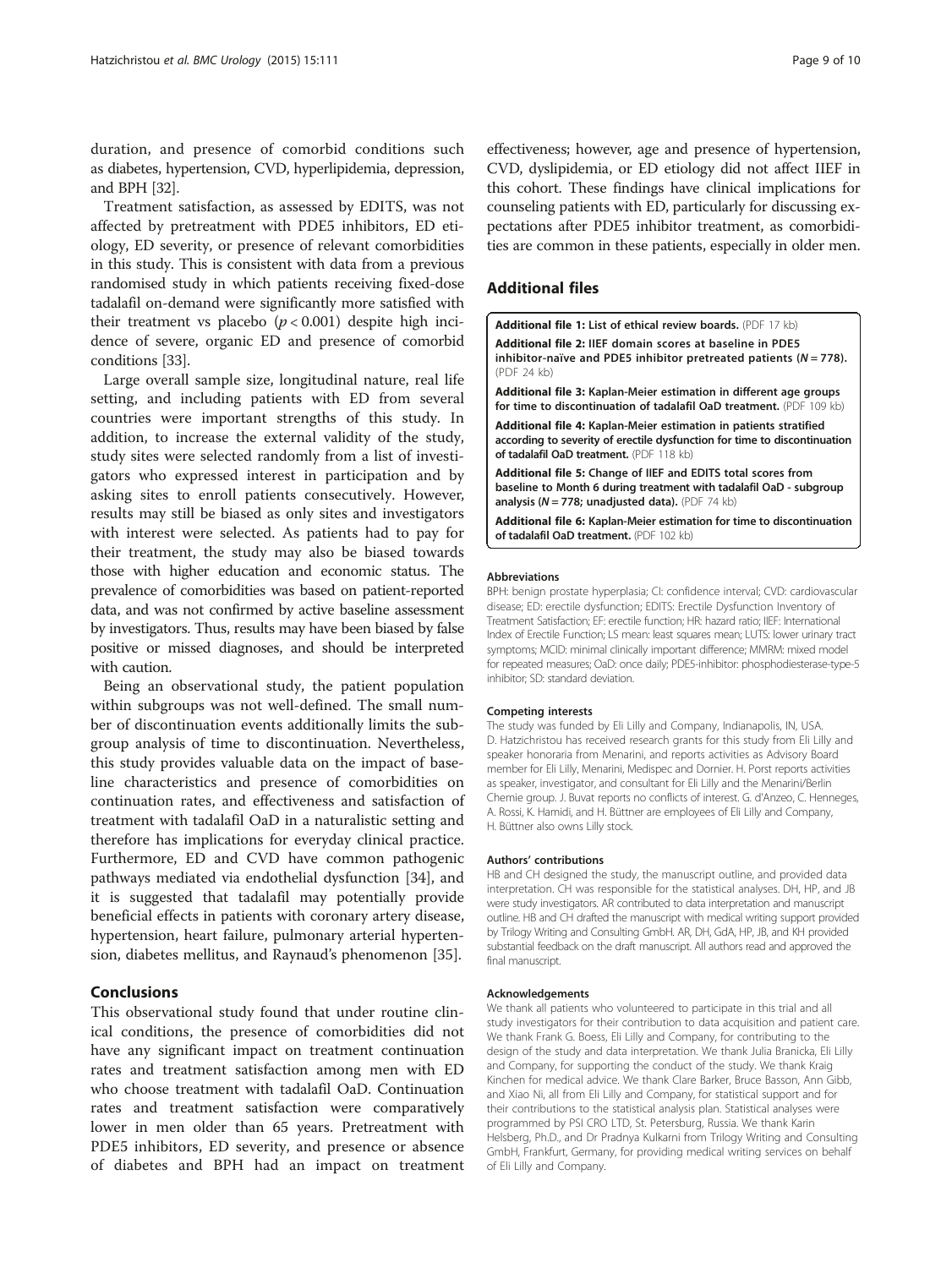duration, and presence of comorbid conditions such as diabetes, hypertension, CVD, hyperlipidemia, depression, and BPH [32].

Treatment satisfaction, as assessed by EDITS, was not affected by pretreatment with PDE5 inhibitors, ED etiology, ED severity, or presence of relevant comorbidities in this study. This is consistent with data from a previous randomised study in which patients receiving fixed-dose tadalafil on-demand were significantly more satisfied with their treatment vs placebo ($p < 0.001$) despite high incidence of severe, organic ED and presence of comorbid conditions [33].

Large overall sample size, longitudinal nature, real life setting, and including patients with ED from several countries were important strengths of this study. In addition, to increase the external validity of the study, study sites were selected randomly from a list of investigators who expressed interest in participation and by asking sites to enroll patients consecutively. However, results may still be biased as only sites and investigators with interest were selected. As patients had to pay for their treatment, the study may also be biased towards those with higher education and economic status. The prevalence of comorbidities was based on patient-reported data, and was not confirmed by active baseline assessment by investigators. Thus, results may have been biased by false positive or missed diagnoses, and should be interpreted with caution.

Being an observational study, the patient population within subgroups was not well-defined. The small number of discontinuation events additionally limits the subgroup analysis of time to discontinuation. Nevertheless, this study provides valuable data on the impact of baseline characteristics and presence of comorbidities on continuation rates, and effectiveness and satisfaction of treatment with tadalafil OaD in a naturalistic setting and therefore has implications for everyday clinical practice. Furthermore, ED and CVD have common pathogenic pathways mediated via endothelial dysfunction [34], and it is suggested that tadalafil may potentially provide beneficial effects in patients with coronary artery disease, hypertension, heart failure, pulmonary arterial hypertension, diabetes mellitus, and Raynaud's phenomenon [35].

## Conclusions

This observational study found that under routine clinical conditions, the presence of comorbidities did not have any significant impact on treatment continuation rates and treatment satisfaction among men with ED who choose treatment with tadalafil OaD. Continuation rates and treatment satisfaction were comparatively lower in men older than 65 years. Pretreatment with PDE5 inhibitors, ED severity, and presence or absence of diabetes and BPH had an impact on treatment effectiveness; however, age and presence of hypertension, CVD, dyslipidemia, or ED etiology did not affect IIEF in this cohort. These findings have clinical implications for counseling patients with ED, particularly for discussing expectations after PDE5 inhibitor treatment, as comorbidities are common in these patients, especially in older men.

## Additional files

**Additional file 1: List of ethical review boards.** (PDF 17 kb)

**Additional file 2: IIEF domain scores at baseline in PDE5 inhibitor-naïve and PDE5 inhibitor pretreated patients ($N = 778$).** (PDF 24 kb)

**Additional file 3: Kaplan-Meier estimation in different age groups for time to discontinuation of tadalafil OaD treatment.** (PDF 109 kb)

**Additional file 4: Kaplan-Meier estimation in patients stratified according to severity of erectile dysfunction for time to discontinuation of tadalafil OaD treatment.** (PDF 118 kb)

**Additional file 5: Change of IIEF and EDITS total scores from baseline to Month 6 during treatment with tadalafil OaD - subgroup analysis ($N = 778$; unadjusted data).** (PDF 74 kb)

**Additional file 6: Kaplan-Meier estimation for time to discontinuation of tadalafil OaD treatment.** (PDF 102 kb)

#### Abbreviations

BPH: benign prostate hyperplasia; CI: confidence interval; CVD: cardiovascular disease; ED: erectile dysfunction; EDITS: Erectile Dysfunction Inventory of Treatment Satisfaction; EF: erectile function; HR: hazard ratio; IIEF: International Index of Erectile Function; LS mean: least squares mean; LUTS: lower urinary tract symptoms; MCID: minimal clinically important difference; MMRM: mixed model for repeated measures; OaD: once daily; PDE5-inhibitor: phosphodiesterase-type-5 inhibitor; SD: standard deviation.

#### Competing interests

The study was funded by Eli Lilly and Company, Indianapolis, IN, USA. D. Hatzichristou has received research grants for this study from Eli Lilly and speaker honoraria from Menarini, and reports activities as Advisory Board member for Eli Lilly, Menarini, Medispec and Dornier. H. Porst reports activities as speaker, investigator, and consultant for Eli Lilly and the Menarini/Berlin Chemie group. J. Buvat reports no conflicts of interest. G. d'Anzeo, C. Henneges, A. Rossi, K. Hamidi, and H. Büttner are employees of Eli Lilly and Company, H. Büttner also owns Lilly stock.

#### Authors' contributions

HB and CH designed the study, the manuscript outline, and provided data interpretation. CH was responsible for the statistical analyses. DH, HP, and JB were study investigators. AR contributed to data interpretation and manuscript outline. HB and CH drafted the manuscript with medical writing support provided by Trilogy Writing and Consulting GmbH. AR, DH, GdA, HP, JB, and KH provided substantial feedback on the draft manuscript. All authors read and approved the final manuscript.

#### Acknowledgements

We thank all patients who volunteered to participate in this trial and all study investigators for their contribution to data acquisition and patient care. We thank Frank G. Boess, Eli Lilly and Company, for contributing to the design of the study and data interpretation. We thank Julia Branicka, Eli Lilly and Company, for supporting the conduct of the study. We thank Kraig Kinchen for medical advice. We thank Clare Barker, Bruce Basson, Ann Gibb, and Xiao Ni, all from Eli Lilly and Company, for statistical support and for their contributions to the statistical analysis plan. Statistical analyses were programmed by PSI CRO LTD, St. Petersburg, Russia. We thank Karin Helsberg, Ph.D., and Dr Pradnya Kulkarni from Trilogy Writing and Consulting GmbH, Frankfurt, Germany, for providing medical writing services on behalf of Eli Lilly and Company.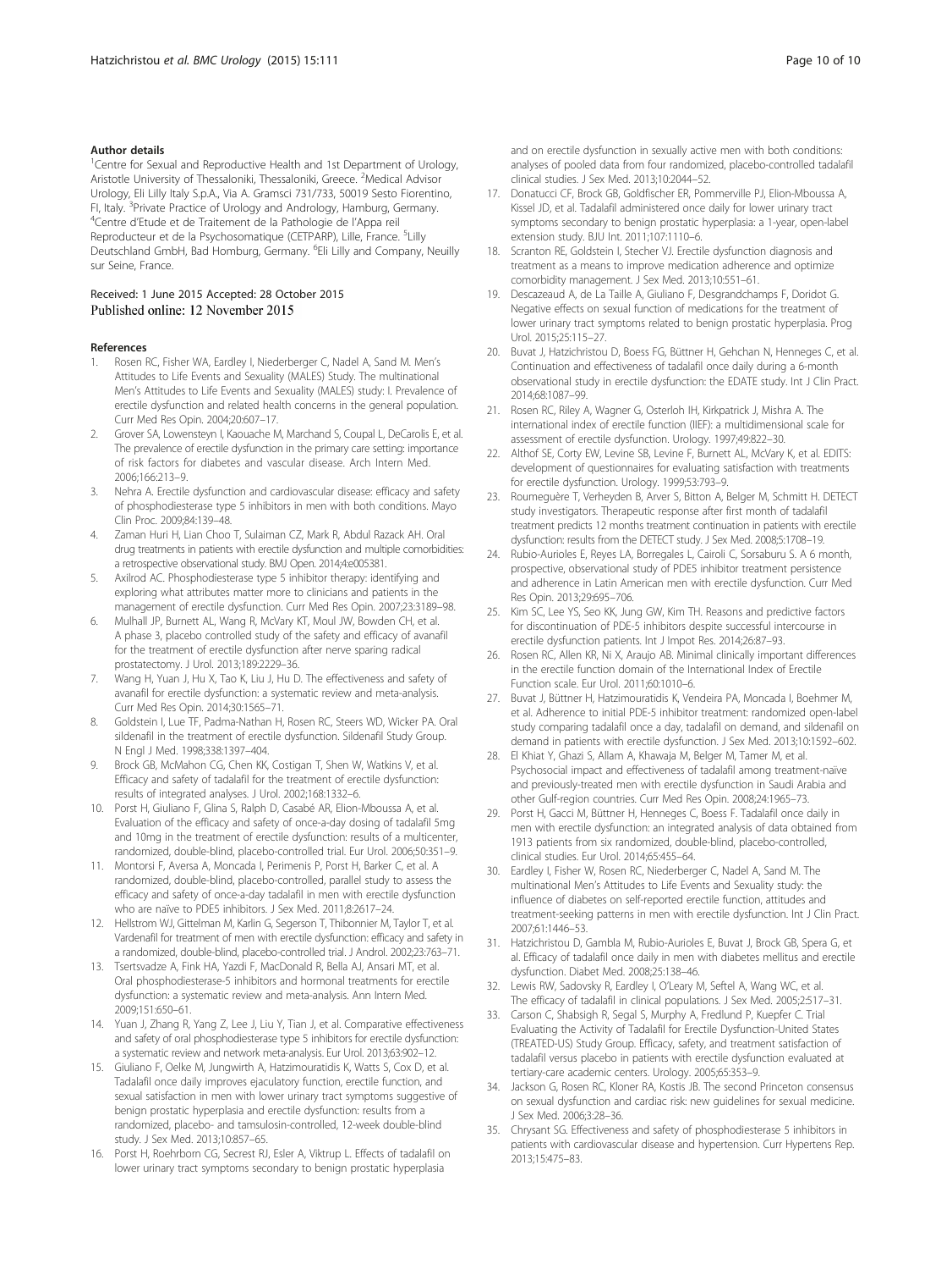### Author details

[1]Centre for Sexual and Reproductive Health and 1st Department of Urology, Aristotle University of Thessaloniki, Thessaloniki, Greece. [2]Medical Advisor Urology, Eli Lilly Italy S.p.A., Via A. Gramsci 731/733, 50019 Sesto Fiorentino, FI, Italy. [3]Private Practice of Urology and Andrology, Hamburg, Germany. [4]Centre d'Etude et de Traitement de la Pathologie de l'Appa reil Reproducteur et de la Psychosomatique (CETPARP), Lille, France. [5]Lilly Deutschland GmbH, Bad Homburg, Germany. [6]Eli Lilly and Company, Neuilly sur Seine, France.

Received: 1 June 2015 Accepted: 28 October 2015
Published online: 12 November 2015

### References

1. Rosen RC, Fisher WA, Eardley I, Niederberger C, Nadel A, Sand M. Men's Attitudes to Life Events and Sexuality (MALES) Study. The multinational Men's Attitudes to Life Events and Sexuality (MALES) study: I. Prevalence of erectile dysfunction and related health concerns in the general population. Curr Med Res Opin. 2004;20:607–17.
2. Grover SA, Lowensteyn I, Kaouache M, Marchand S, Coupal L, DeCarolis E, et al. The prevalence of erectile dysfunction in the primary care setting: importance of risk factors for diabetes and vascular disease. Arch Intern Med. 2006;166:213–9.
3. Nehra A. Erectile dysfunction and cardiovascular disease: efficacy and safety of phosphodiesterase type 5 inhibitors in men with both conditions. Mayo Clin Proc. 2009;84:139–48.
4. Zaman Huri H, Lian Choo T, Sulaiman CZ, Mark R, Abdul Razack AH. Oral drug treatments in patients with erectile dysfunction and multiple comorbidities: a retrospective observational study. BMJ Open. 2014;4:e005381.
5. Axilrod AC. Phosphodiesterase type 5 inhibitor therapy: identifying and exploring what attributes matter more to clinicians and patients in the management of erectile dysfunction. Curr Med Res Opin. 2007;23:3189–98.
6. Mulhall JP, Burnett AL, Wang R, McVary KT, Moul JW, Bowden CH, et al. A phase 3, placebo controlled study of the safety and efficacy of avanafil for the treatment of erectile dysfunction after nerve sparing radical prostatectomy. J Urol. 2013;189:2229–36.
7. Wang H, Yuan J, Hu X, Tao K, Liu J, Hu D. The effectiveness and safety of avanafil for erectile dysfunction: a systematic review and meta-analysis. Curr Med Res Opin. 2014;30:1565–71.
8. Goldstein I, Lue TF, Padma-Nathan H, Rosen RC, Steers WD, Wicker PA. Oral sildenafil in the treatment of erectile dysfunction. Sildenafil Study Group. N Engl J Med. 1998;338:1397–404.
9. Brock GB, McMahon CG, Chen KK, Costigan T, Shen W, Watkins V, et al. Efficacy and safety of tadalafil for the treatment of erectile dysfunction: results of integrated analyses. J Urol. 2002;168:1332–6.
10. Porst H, Giuliano F, Glina S, Ralph D, Casabé AR, Elion-Mboussa A, et al. Evaluation of the efficacy and safety of once-a-day dosing of tadalafil 5mg and 10mg in the treatment of erectile dysfunction: results of a multicenter, randomized, double-blind, placebo-controlled trial. Eur Urol. 2006;50:351–9.
11. Montorsi F, Aversa A, Moncada I, Perimenis P, Porst H, Barker C, et al. A randomized, double-blind, placebo-controlled, parallel study to assess the efficacy and safety of once-a-day tadalafil in men with erectile dysfunction who are naïve to PDE5 inhibitors. J Sex Med. 2011;8:2617–24.
12. Hellstrom WJ, Gittelman M, Karlin G, Segerson T, Thibonnier M, Taylor T, et al. Vardenafil for treatment of men with erectile dysfunction: efficacy and safety in a randomized, double-blind, placebo-controlled trial. J Androl. 2002;23:763–71.
13. Tsertsvadze A, Fink HA, Yazdi F, MacDonald R, Bella AJ, Ansari MT, et al. Oral phosphodiesterase-5 inhibitors and hormonal treatments for erectile dysfunction: a systematic review and meta-analysis. Ann Intern Med. 2009;151:650–61.
14. Yuan J, Zhang R, Yang Z, Lee J, Liu Y, Tian J, et al. Comparative effectiveness and safety of oral phosphodiesterase type 5 inhibitors for erectile dysfunction: a systematic review and network meta-analysis. Eur Urol. 2013;63:902–12.
15. Giuliano F, Oelke M, Jungwirth A, Hatzimouratidis K, Watts S, Cox D, et al. Tadalafil once daily improves ejaculatory function, erectile function, and sexual satisfaction in men with lower urinary tract symptoms suggestive of benign prostatic hyperplasia and erectile dysfunction: results from a randomized, placebo- and tamsulosin-controlled, 12-week double-blind study. J Sex Med. 2013;10:857–65.
16. Porst H, Roehrborn CG, Secrest RJ, Esler A, Viktrup L. Effects of tadalafil on lower urinary tract symptoms secondary to benign prostatic hyperplasia and on erectile dysfunction in sexually active men with both conditions: analyses of pooled data from four randomized, placebo-controlled tadalafil clinical studies. J Sex Med. 2013;10:2044–52.
17. Donatucci CF, Brock GB, Goldfischer ER, Pommerville PJ, Elion-Mboussa A, Kissel JD, et al. Tadalafil administered once daily for lower urinary tract symptoms secondary to benign prostatic hyperplasia: a 1-year, open-label extension study. BJU Int. 2011;107:1110–6.
18. Scranton RE, Goldstein I, Stecher VJ. Erectile dysfunction diagnosis and treatment as a means to improve medication adherence and optimize comorbidity management. J Sex Med. 2013;10:551–61.
19. Descazeaud A, de La Taille A, Giuliano F, Desgrandchamps F, Doridot G. Negative effects on sexual function of medications for the treatment of lower urinary tract symptoms related to benign prostatic hyperplasia. Prog Urol. 2015;25:115–27.
20. Buvat J, Hatzichristou D, Boess FG, Büttner H, Gehchan N, Henneges C, et al. Continuation and effectiveness of tadalafil once daily during a 6-month observational study in erectile dysfunction: the EDATE study. Int J Clin Pract. 2014;68:1087–99.
21. Rosen RC, Riley A, Wagner G, Osterloh IH, Kirkpatrick J, Mishra A. The international index of erectile function (IIEF): a multidimensional scale for assessment of erectile dysfunction. Urology. 1997;49:822–30.
22. Althof SE, Corty EW, Levine SB, Levine F, Burnett AL, McVary K, et al. EDITS: development of questionnaires for evaluating satisfaction with treatments for erectile dysfunction. Urology. 1999;53:793–9.
23. Roumeguère T, Verheyden B, Arver S, Bitton A, Belger M, Schmitt H. DETECT study investigators. Therapeutic response after first month of tadalafil treatment predicts 12 months treatment continuation in patients with erectile dysfunction: results from the DETECT study. J Sex Med. 2008;5:1708–19.
24. Rubio-Aurioles E, Reyes LA, Borregales L, Cairoli C, Sorsaburu S. A 6 month, prospective, observational study of PDE5 inhibitor treatment persistence and adherence in Latin American men with erectile dysfunction. Curr Med Res Opin. 2013;29:695–706.
25. Kim SC, Lee YS, Seo KK, Jung GW, Kim TH. Reasons and predictive factors for discontinuation of PDE-5 inhibitors despite successful intercourse in erectile dysfunction patients. Int J Impot Res. 2014;26:87–93.
26. Rosen RC, Allen KR, Ni X, Araujo AB. Minimal clinically important differences in the erectile function domain of the International Index of Erectile Function scale. Eur Urol. 2011;60:1010–6.
27. Buvat J, Büttner H, Hatzimouratidis K, Vendeira PA, Moncada I, Boehmer M, et al. Adherence to initial PDE-5 inhibitor treatment: randomized open-label study comparing tadalafil once a day, tadalafil on demand, and sildenafil on demand in patients with erectile dysfunction. J Sex Med. 2013;10:1592–602.
28. El Khiat Y, Ghazi S, Allam A, Khawaja M, Belger M, Tamer M, et al. Psychosocial impact and effectiveness of tadalafil among treatment-naïve and previously-treated men with erectile dysfunction in Saudi Arabia and other Gulf-region countries. Curr Med Res Opin. 2008;24:1965–73.
29. Porst H, Gacci M, Büttner H, Henneges C, Boess F. Tadalafil once daily in men with erectile dysfunction: an integrated analysis of data obtained from 1913 patients from six randomized, double-blind, placebo-controlled, clinical studies. Eur Urol. 2014;65:455–64.
30. Eardley I, Fisher W, Rosen RC, Niederberger C, Nadel A, Sand M. The multinational Men's Attitudes to Life Events and Sexuality study: the influence of diabetes on self-reported erectile function, attitudes and treatment-seeking patterns in men with erectile dysfunction. Int J Clin Pract. 2007;61:1446–53.
31. Hatzichristou D, Gambla M, Rubio-Aurioles E, Buvat J, Brock GB, Spera G, et al. Efficacy of tadalafil once daily in men with diabetes mellitus and erectile dysfunction. Diabet Med. 2008;25:138–46.
32. Lewis RW, Sadovsky R, Eardley I, O'Leary M, Seftel A, Wang WC, et al. The efficacy of tadalafil in clinical populations. J Sex Med. 2005;2:517–31.
33. Carson C, Shabsigh R, Segal S, Murphy A, Fredlund P, Kuepfer C. Trial Evaluating the Activity of Tadalafil for Erectile Dysfunction-United States (TREATED-US) Study Group. Efficacy, safety, and treatment satisfaction of tadalafil versus placebo in patients with erectile dysfunction evaluated at tertiary-care academic centers. Urology. 2005;65:353–9.
34. Jackson G, Rosen RC, Kloner RA, Kostis JB. The second Princeton consensus on sexual dysfunction and cardiac risk: new guidelines for sexual medicine. J Sex Med. 2006;3:28–36.
35. Chrysant SG. Effectiveness and safety of phosphodiesterase 5 inhibitors in patients with cardiovascular disease and hypertension. Curr Hypertens Rep. 2013;15:475–83.